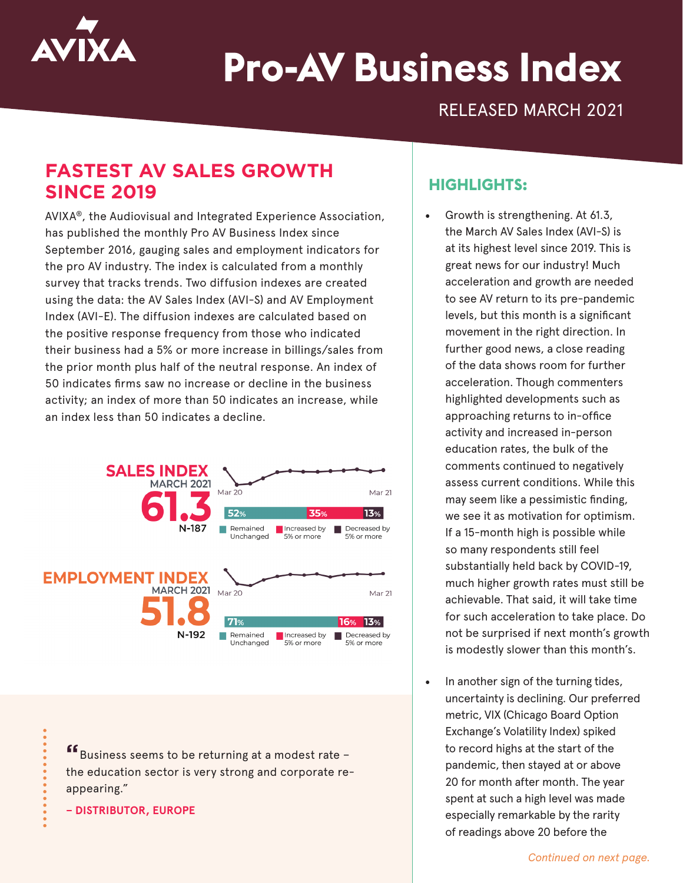# Pro-AV Business Index

RELEASED MARCH 2021

## FASTEST AV SALES GROWTH SINCE 2019

AVIXA®, the Audiovisual and Integrated Experience Association, has published the monthly Pro AV Business Index since September 2016, gauging sales and employment indicators for the pro AV industry. The index is calculated from a monthly survey that tracks trends. Two diffusion indexes are created using the data: the AV Sales Index (AVI-S) and AV Employment Index (AVI-E). The diffusion indexes are calculated based on the positive response frequency from those who indicated their business had a 5% or more increase in billings/sales from the prior month plus half of the neutral response. An index of 50 indicates firms saw no increase or decline in the business activity; an index of more than 50 indicates an increase, while an index less than 50 indicates a decline.

**SALES INDEX**
MARCH 2021
**61.3**
N-187

Mar 20 – Mar 21

| Remained Unchanged | Increased by 5% or more | Decreased by 5% or more |
|---|---|---|
| 52% | 35% | 13% |

**EMPLOYMENT INDEX**
MARCH 2021
**51.8**
N-192

Mar 20 – Mar 21

| Remained Unchanged | Increased by 5% or more | Decreased by 5% or more |
|---|---|---|
| 71% | 16% | 13% |

> "Business seems to return at a modest rate – the education sector is very strong and corporate re-appearing."
>
> – **DISTRIBUTOR, EUROPE**

## HIGHLIGHTS:

- Growth is strengthening. At 61.3, the March AV Sales Index (AVI-S) is at its highest level since 2019. This is great news for our industry! Much acceleration and growth are needed to see AV return to its pre-pandemic levels, but this month is a significant movement in the right direction. In further good news, a close reading of the data shows room for further acceleration. Though commenters highlighted developments such as approaching returns to in-office activity and increased in-person education rates, the bulk of the comments continued to negatively assess current conditions. While this may seem like a pessimistic finding, we see it as motivation for optimism. If a 15-month high is possible while so many respondents still feel substantially held back by COVID-19, much higher growth rates must still be achievable. That said, it will take time for such acceleration to take place. Do not be surprised if next month's growth is modestly slower than this month's.

- In another sign of the turning tides, uncertainty is declining. Our preferred metric, VIX (Chicago Board Option Exchange's Volatility Index) spiked to record highs at the start of the pandemic, then stayed at or above 20 for month after month. The year spent at such a high level was made especially remarkable by the rarity of readings above 20 before the

*Continued on next page.*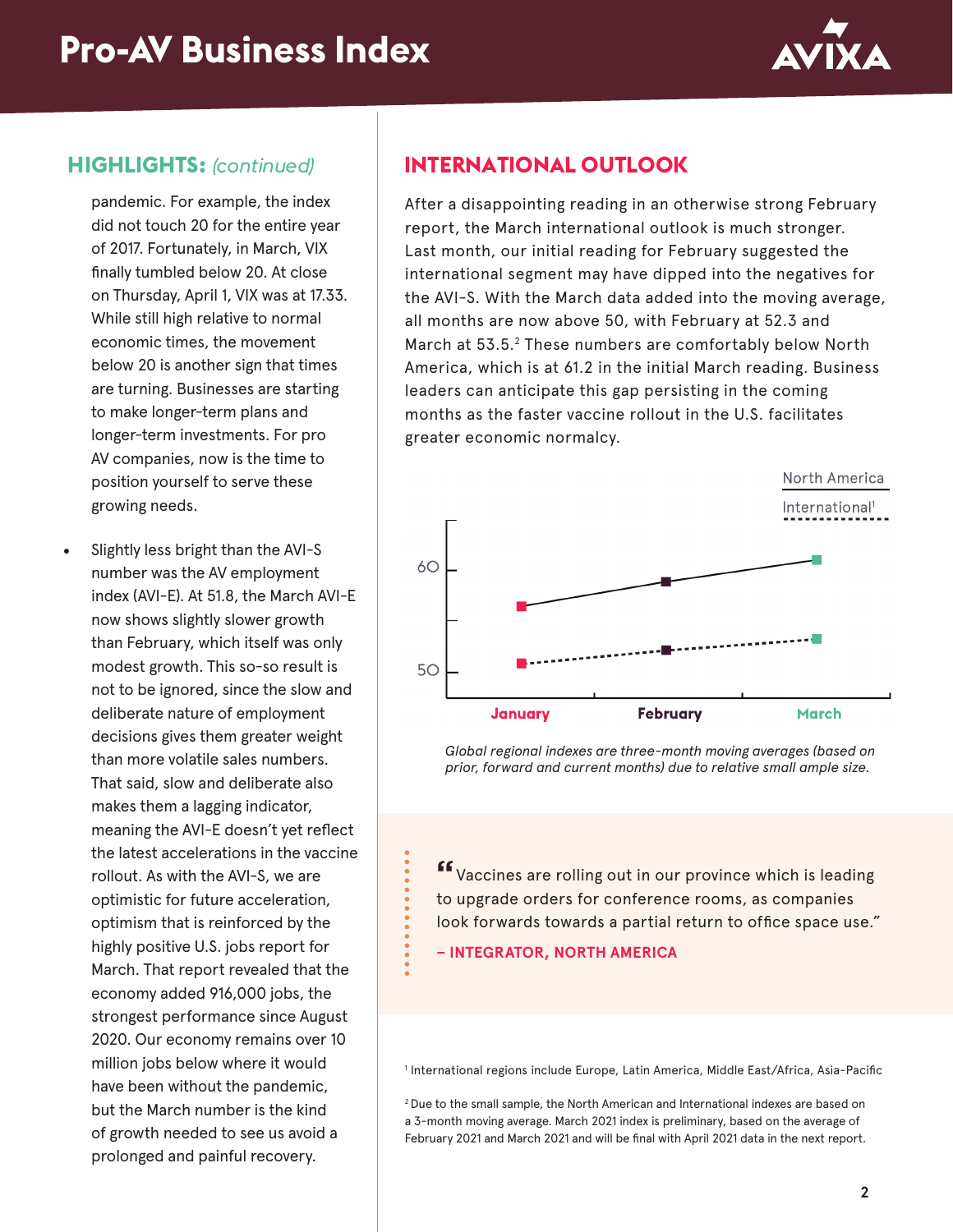## HIGHLIGHTS: *(continued)*

pandemic. For example, the index did not touch 20 for the entire year of 2017. Fortunately, in March, VIX finally tumbled below 20. At close on Thursday, April 1, VIX was at 17.33. While still high relative to normal economic times, the movement below 20 is another sign that times are turning. Businesses are starting to make longer-term plans and longer-term investments. For pro AV companies, now is the time to position yourself to serve these growing needs.

- Slightly less bright than the AVI-S number was the AV employment index (AVI-E). At 51.8, the March AVI-E now shows slightly slower growth than February, which itself was only modest growth. This so-so result is not to be ignored, since the slow and deliberate nature of employment decisions gives them greater weight than more volatile sales numbers. That said, slow and deliberate also makes them a lagging indicator, meaning the AVI-E doesn't yet reflect the latest accelerations in the vaccine rollout. As with the AVI-S, we are optimistic for future acceleration, optimism that is reinforced by the highly positive U.S. jobs report for March. That report revealed that the economy added 916,000 jobs, the strongest performance since August 2020. Our economy remains over 10 million jobs below where it would have been without the pandemic, but the March number is the kind of growth needed to see us avoid a prolonged and painful recovery.

## INTERNATIONAL OUTLOOK

After a disappointing reading in an otherwise strong February report, the March international outlook is much stronger. Last month, our initial reading for February suggested the international segment may have dipped into the negatives for the AVI-S. With the March data added into the moving average, all months are now above 50, with February at 52.3 and March at 53.5.[2] These numbers are comfortably below North America, which is at 61.2 in the initial March reading. Business leaders can anticipate this gap persisting in the coming months as the faster vaccine rollout in the U.S. facilitates greater economic normalcy.

*Global regional indexes are three-month moving averages (based on prior, forward and current months) due to relative small ample size.*

> "Vaccines are rolling out in our province which is leading to upgrade orders for conference rooms, as companies look forwards towards a partial return to office space use."
>
> **– INTEGRATOR, NORTH AMERICA**

[1] International regions include Europe, Latin America, Middle East/Africa, Asia-Pacific

[2] Due to the small sample, the North American and International indexes are based on a 3-month moving average. March 2021 index is preliminary, based on the average of February 2021 and March 2021 and will be final with April 2021 data in the next report.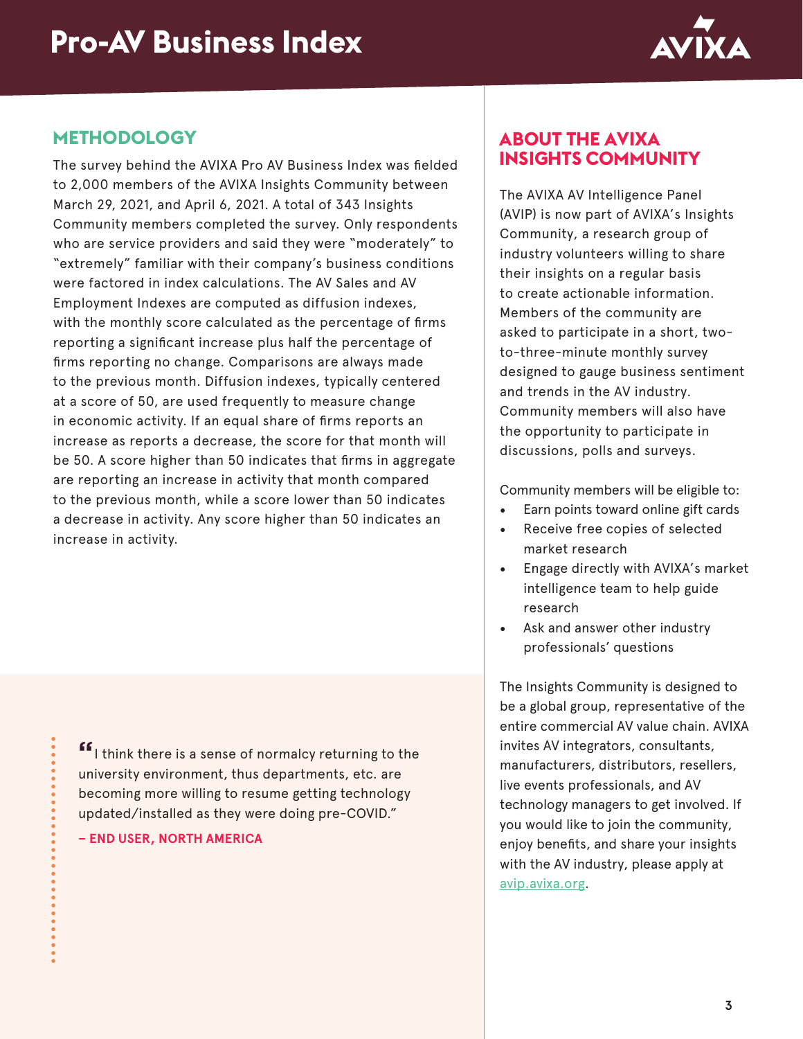# Pro-AV Business Index

## METHODOLOGY

The survey behind the AVIXA Pro AV Business Index was fielded to 2,000 members of the AVIXA Insights Community between March 29, 2021, and April 6, 2021. A total of 343 Insights Community members completed the survey. Only respondents who are service providers and said they were "moderately" to "extremely" familiar with their company's business conditions were factored in index calculations. The AV Sales and AV Employment Indexes are computed as diffusion indexes, with the monthly score calculated as the percentage of firms reporting a significant increase plus half the percentage of firms reporting no change. Comparisons are always made to the previous month. Diffusion indexes, typically centered at a score of 50, are used frequently to measure change in economic activity. If an equal share of firms reports an increase as reports a decrease, the score for that month will be 50. A score higher than 50 indicates that firms in aggregate are reporting an increase in activity that month compared to the previous month, while a score lower than 50 indicates a decrease in activity. Any score higher than 50 indicates an increase in activity.

> "I think there is a sense of normalcy returning to the university environment, thus departments, etc. are becoming more willing to resume getting technology updated/installed as they were doing pre-COVID."
>
> **– END USER, NORTH AMERICA**

## ABOUT THE AVIXA INSIGHTS COMMUNITY

The AVIXA AV Intelligence Panel (AVIP) is now part of AVIXA's Insights Community, a research group of industry volunteers willing to share their insights on a regular basis to create actionable information. Members of the community are asked to participate in a short, two-to-three-minute monthly survey designed to gauge business sentiment and trends in the AV industry. Community members will also have the opportunity to participate in discussions, polls and surveys.

Community members will be eligible to:

- Earn points toward online gift cards
- Receive free copies of selected market research
- Engage directly with AVIXA's market intelligence team to help guide research
- Ask and answer other industry professionals' questions

The Insights Community is designed to be a global group, representative of the entire commercial AV value chain. AVIXA invites AV integrators, consultants, manufacturers, distributors, resellers, live events professionals, and AV technology managers to get involved. If you would like to join the community, enjoy benefits, and share your insights with the AV industry, please apply at avip.avixa.org.